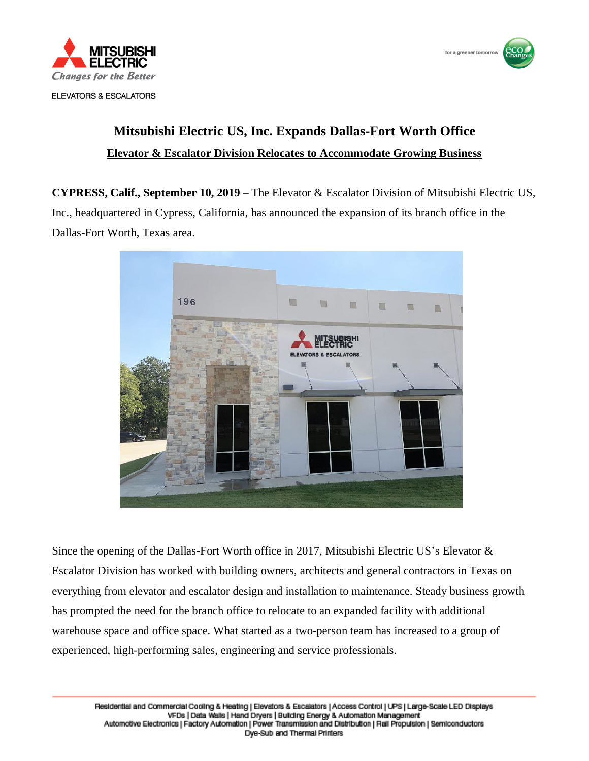# Mitsubishi Electric US, Inc. Expands Dallas-Fort Worth Office

## Elevator & Escalator Division Relocates to Accommodate Growing Business

**CYPRESS, Calif., September 10, 2019** – The Elevator & Escalator Division of Mitsubishi Electric US, Inc., headquartered in Cypress, California, has announced the expansion of its branch office in the Dallas-Fort Worth, Texas area.

Since the opening of the Dallas-Fort Worth office in 2017, Mitsubishi Electric US's Elevator & Escalator Division has worked with building owners, architects and general contractors in Texas on everything from elevator and escalator design and installation to maintenance. Steady business growth has prompted the need for the branch office to relocate to an expanded facility with additional warehouse space and office space. What started as a two-person team has increased to a group of experienced, high-performing sales, engineering and service professionals.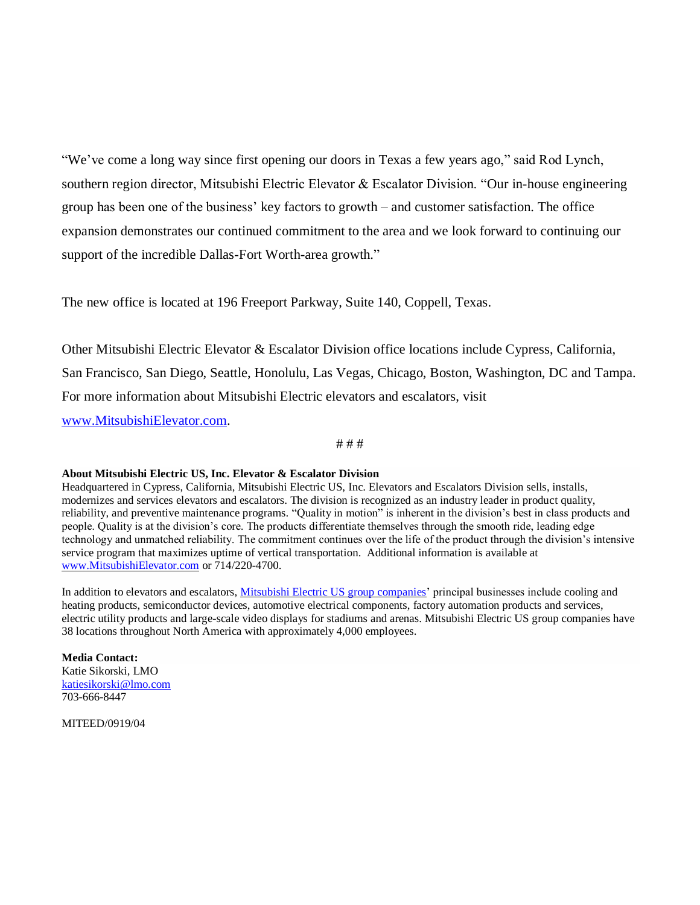"We've come a long way since first opening our doors in Texas a few years ago," said Rod Lynch, southern region director, Mitsubishi Electric Elevator & Escalator Division. "Our in-house engineering group has been one of the business' key factors to growth – and customer satisfaction. The office expansion demonstrates our continued commitment to the area and we look forward to continuing our support of the incredible Dallas-Fort Worth-area growth."

The new office is located at 196 Freeport Parkway, Suite 140, Coppell, Texas.

Other Mitsubishi Electric Elevator & Escalator Division office locations include Cypress, California, San Francisco, San Diego, Seattle, Honolulu, Las Vegas, Chicago, Boston, Washington, DC and Tampa. For more information about Mitsubishi Electric elevators and escalators, visit [www.MitsubishiElevator.com](http://www.MitsubishiElevator.com).

# # #

**About Mitsubishi Electric US, Inc. Elevator & Escalator Division**

Headquartered in Cypress, California, Mitsubishi Electric US, Inc. Elevators and Escalators Division sells, installs, modernizes and services elevators and escalators. The division is recognized as an industry leader in product quality, reliability, and preventive maintenance programs. "Quality in motion" is inherent in the division's best in class products and people. Quality is at the division's core. The products differentiate themselves through the smooth ride, leading edge technology and unmatched reliability. The commitment continues over the life of the product through the division's intensive service program that maximizes uptime of vertical transportation. Additional information is available at [www.MitsubishiElevator.com](http://www.MitsubishiElevator.com) or 714/220-4700.

In addition to elevators and escalators, Mitsubishi Electric US group companies' principal businesses include cooling and heating products, semiconductor devices, automotive electrical components, factory automation products and services, electric utility products and large-scale video displays for stadiums and arenas. Mitsubishi Electric US group companies have 38 locations throughout North America with approximately 4,000 employees.

**Media Contact:**
Katie Sikorski, LMO
katiesikorski@lmo.com
703-666-8447

MITEED/0919/04